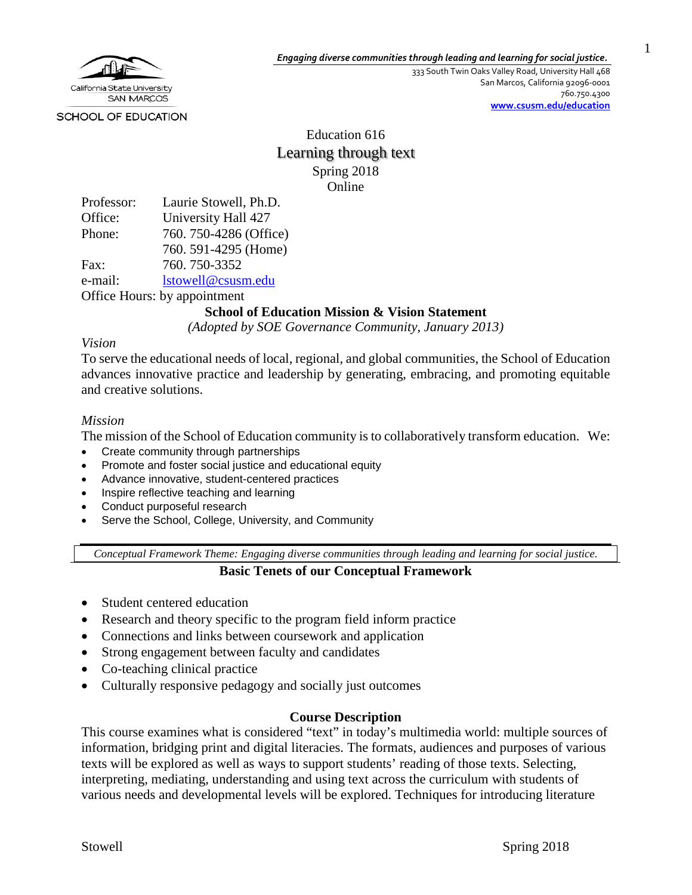*Engaging diverse communities through leading and learning for social justice.*

333 South Twin Oaks Valley Road, University Hall 468
San Marcos, California 92096-0001
760.750.4300
**www.csusm.edu/education**

California State University SAN MARCOS

SCHOOL OF EDUCATION

# Education 616
# Learning through text
## Spring 2018
## Online

Professor: Laurie Stowell, Ph.D.
Office: University Hall 427
Phone: 760. 750-4286 (Office)
760. 591-4295 (Home)
Fax: 760. 750-3352
e-mail: lstowell@csusm.edu
Office Hours: by appointment

## School of Education Mission & Vision Statement

*(Adopted by SOE Governance Community, January 2013)*

*Vision*

To serve the educational needs of local, regional, and global communities, the School of Education advances innovative practice and leadership by generating, embracing, and promoting equitable and creative solutions.

*Mission*

The mission of the School of Education community is to collaboratively transform education. We:

- Create community through partnerships
- Promote and foster social justice and educational equity
- Advance innovative, student-centered practices
- Inspire reflective teaching and learning
- Conduct purposeful research
- Serve the School, College, University, and Community

*Conceptual Framework Theme: Engaging diverse communities through leading and learning for social justice.*

## Basic Tenets of our Conceptual Framework

- Student centered education
- Research and theory specific to the program field inform practice
- Connections and links between coursework and application
- Strong engagement between faculty and candidates
- Co-teaching clinical practice
- Culturally responsive pedagogy and socially just outcomes

## Course Description

This course examines what is considered "text" in today's multimedia world: multiple sources of information, bridging print and digital literacies. The formats, audiences and purposes of various texts will be explored as well as ways to support students' reading of those texts. Selecting, interpreting, mediating, understanding and using text across the curriculum with students of various needs and developmental levels will be explored. Techniques for introducing literature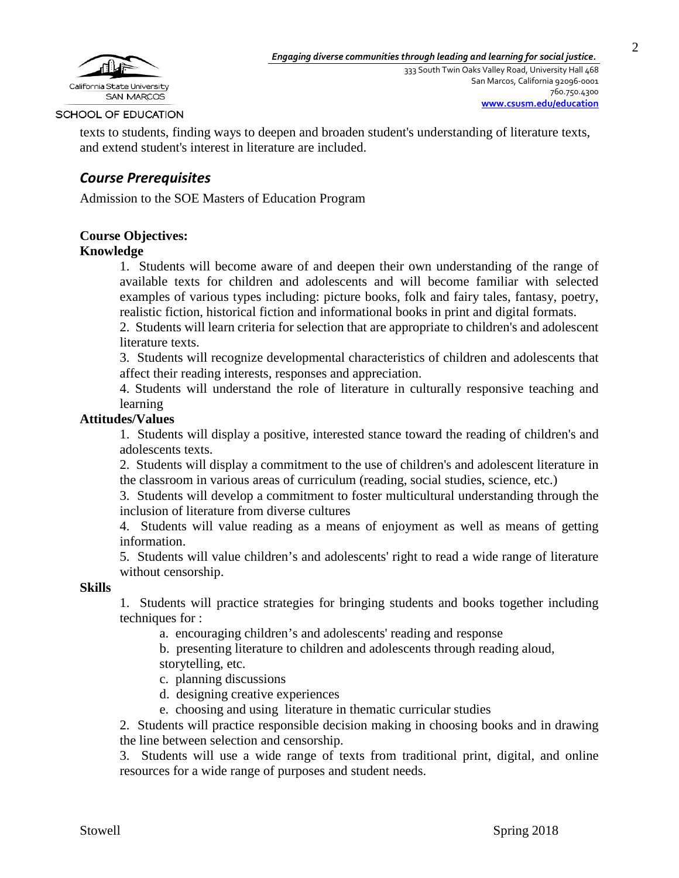texts to students, finding ways to deepen and broaden student's understanding of literature texts, and extend student's interest in literature are included.

## *Course Prerequisites*

Admission to the SOE Masters of Education Program

**Course Objectives:**

**Knowledge**

1. Students will become aware of and deepen their own understanding of the range of available texts for children and adolescents and will become familiar with selected examples of various types including: picture books, folk and fairy tales, fantasy, poetry, realistic fiction, historical fiction and informational books in print and digital formats.
2. Students will learn criteria for selection that are appropriate to children's and adolescent literature texts.
3. Students will recognize developmental characteristics of children and adolescents that affect their reading interests, responses and appreciation.
4. Students will understand the role of literature in culturally responsive teaching and learning

**Attitudes/Values**

1. Students will display a positive, interested stance toward the reading of children's and adolescents texts.
2. Students will display a commitment to the use of children's and adolescent literature in the classroom in various areas of curriculum (reading, social studies, science, etc.)
3. Students will develop a commitment to foster multicultural understanding through the inclusion of literature from diverse cultures
4. Students will value reading as a means of enjoyment as well as means of getting information.
5. Students will value children's and adolescents' right to read a wide range of literature without censorship.

**Skills**

1. Students will practice strategies for bringing students and books together including techniques for :
   a. encouraging children's and adolescents' reading and response
   b. presenting literature to children and adolescents through reading aloud, storytelling, etc.
   c. planning discussions
   d. designing creative experiences
   e. choosing and using literature in thematic curricular studies
2. Students will practice responsible decision making in choosing books and in drawing the line between selection and censorship.
3. Students will use a wide range of texts from traditional print, digital, and online resources for a wide range of purposes and student needs.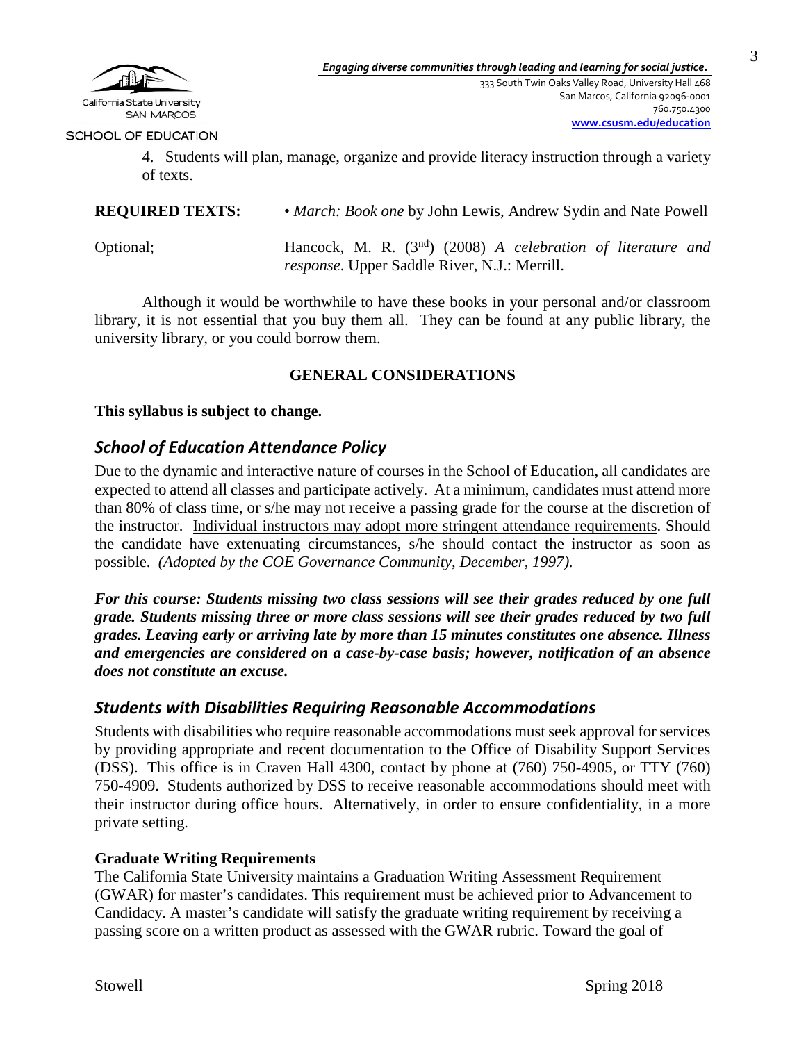4. Students will plan, manage, organize and provide literacy instruction through a variety of texts.

**REQUIRED TEXTS:** • *March: Book one* by John Lewis, Andrew Sydin and Nate Powell

Optional; Hancock, M. R. (3rd) (2008) *A celebration of literature and response*. Upper Saddle River, N.J.: Merrill.

Although it would be worthwhile to have these books in your personal and/or classroom library, it is not essential that you buy them all. They can be found at any public library, the university library, or you could borrow them.

## GENERAL CONSIDERATIONS

**This syllabus is subject to change.**

### *School of Education Attendance Policy*

Due to the dynamic and interactive nature of courses in the School of Education, all candidates are expected to attend all classes and participate actively. At a minimum, candidates must attend more than 80% of class time, or s/he may not receive a passing grade for the course at the discretion of the instructor. Individual instructors may adopt more stringent attendance requirements. Should the candidate have extenuating circumstances, s/he should contact the instructor as soon as possible. *(Adopted by the COE Governance Community, December, 1997).*

***For this course: Students missing two class sessions will see their grades reduced by one full grade. Students missing three or more class sessions will see their grades reduced by two full grades. Leaving early or arriving late by more than 15 minutes constitutes one absence. Illness and emergencies are considered on a case-by-case basis; however, notification of an absence does not constitute an excuse.***

### *Students with Disabilities Requiring Reasonable Accommodations*

Students with disabilities who require reasonable accommodations must seek approval for services by providing appropriate and recent documentation to the Office of Disability Support Services (DSS). This office is in Craven Hall 4300, contact by phone at (760) 750-4905, or TTY (760) 750-4909. Students authorized by DSS to receive reasonable accommodations should meet with their instructor during office hours. Alternatively, in order to ensure confidentiality, in a more private setting.

**Graduate Writing Requirements**

The California State University maintains a Graduation Writing Assessment Requirement (GWAR) for master's candidates. This requirement must be achieved prior to Advancement to Candidacy. A master's candidate will satisfy the graduate writing requirement by receiving a passing score on a written product as assessed with the GWAR rubric. Toward the goal of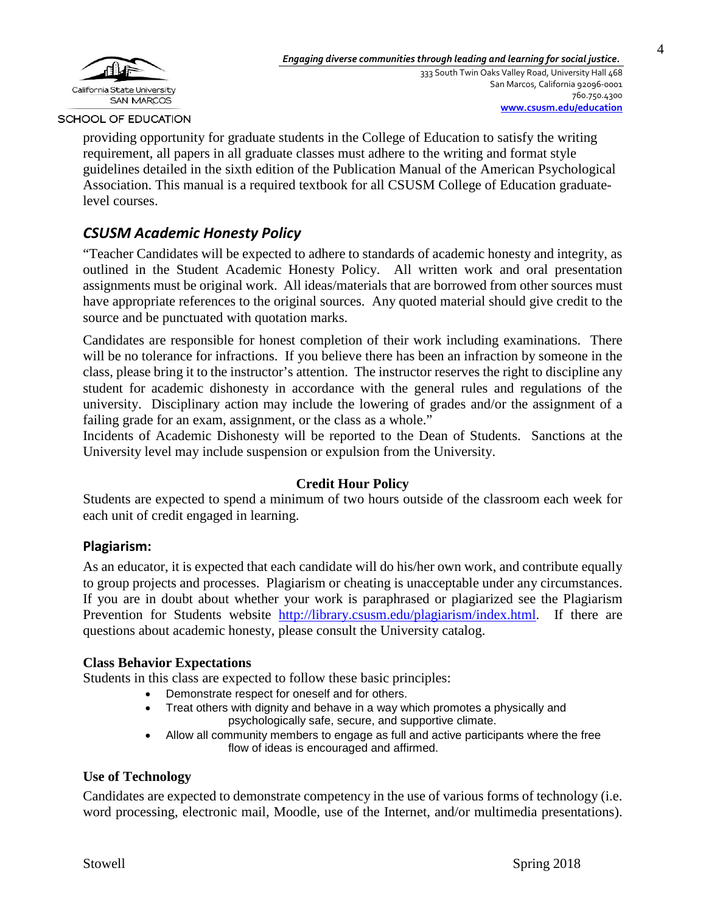providing opportunity for graduate students in the College of Education to satisfy the writing requirement, all papers in all graduate classes must adhere to the writing and format style guidelines detailed in the sixth edition of the Publication Manual of the American Psychological Association. This manual is a required textbook for all CSUSM College of Education graduate-level courses.

## *CSUSM Academic Honesty Policy*

"Teacher Candidates will be expected to adhere to standards of academic honesty and integrity, as outlined in the Student Academic Honesty Policy. All written work and oral presentation assignments must be original work. All ideas/materials that are borrowed from other sources must have appropriate references to the original sources. Any quoted material should give credit to the source and be punctuated with quotation marks.

Candidates are responsible for honest completion of their work including examinations. There will be no tolerance for infractions. If you believe there has been an infraction by someone in the class, please bring it to the instructor's attention. The instructor reserves the right to discipline any student for academic dishonesty in accordance with the general rules and regulations of the university. Disciplinary action may include the lowering of grades and/or the assignment of a failing grade for an exam, assignment, or the class as a whole."

Incidents of Academic Dishonesty will be reported to the Dean of Students. Sanctions at the University level may include suspension or expulsion from the University.

### Credit Hour Policy

Students are expected to spend a minimum of two hours outside of the classroom each week for each unit of credit engaged in learning.

### Plagiarism:

As an educator, it is expected that each candidate will do his/her own work, and contribute equally to group projects and processes. Plagiarism or cheating is unacceptable under any circumstances. If you are in doubt about whether your work is paraphrased or plagiarized see the Plagiarism Prevention for Students website http://library.csusm.edu/plagiarism/index.html. If there are questions about academic honesty, please consult the University catalog.

### Class Behavior Expectations

Students in this class are expected to follow these basic principles:

- Demonstrate respect for oneself and for others.
- Treat others with dignity and behave in a way which promotes a physically and psychologically safe, secure, and supportive climate.
- Allow all community members to engage as full and active participants where the free flow of ideas is encouraged and affirmed.

### Use of Technology

Candidates are expected to demonstrate competency in the use of various forms of technology (i.e. word processing, electronic mail, Moodle, use of the Internet, and/or multimedia presentations).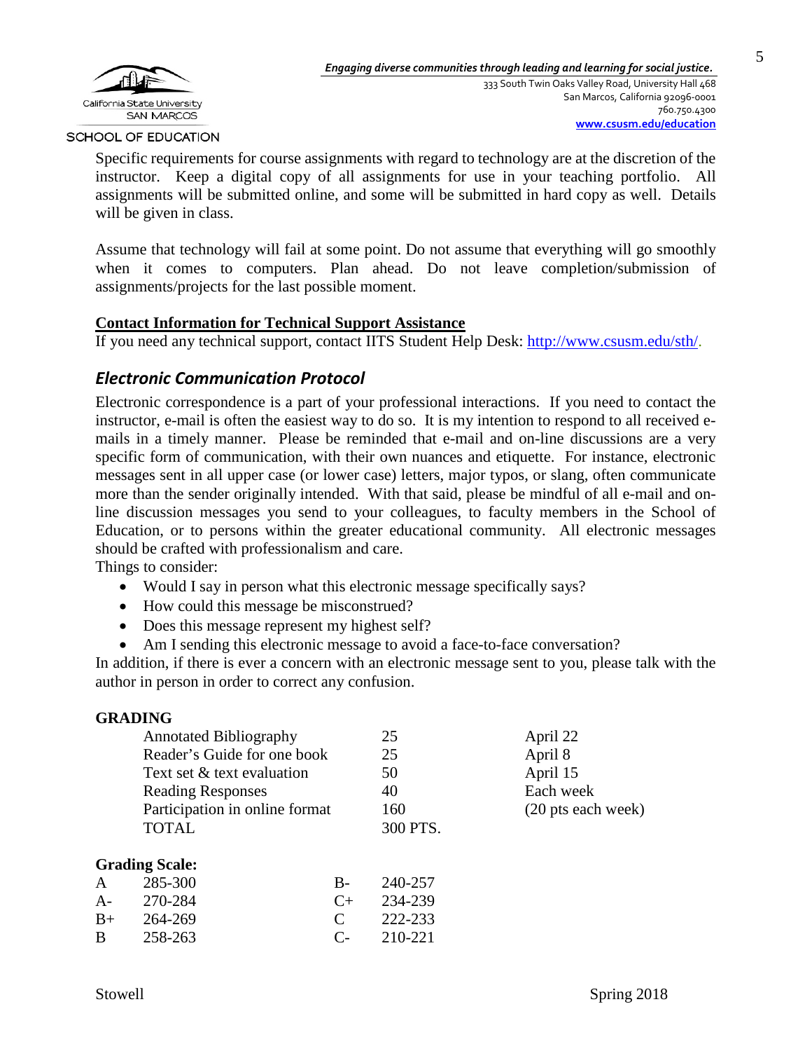Specific requirements for course assignments with regard to technology are at the discretion of the instructor. Keep a digital copy of all assignments for use in your teaching portfolio. All assignments will be submitted online, and some will be submitted in hard copy as well. Details will be given in class.

Assume that technology will fail at some point. Do not assume that everything will go smoothly when it comes to computers. Plan ahead. Do not leave completion/submission of assignments/projects for the last possible moment.

**Contact Information for Technical Support Assistance**

If you need any technical support, contact IITS Student Help Desk: http://www.csusm.edu/sth/.

## *Electronic Communication Protocol*

Electronic correspondence is a part of your professional interactions. If you need to contact the instructor, e-mail is often the easiest way to do so. It is my intention to respond to all received e-mails in a timely manner. Please be reminded that e-mail and on-line discussions are a very specific form of communication, with their own nuances and etiquette. For instance, electronic messages sent in all upper case (or lower case) letters, major typos, or slang, often communicate more than the sender originally intended. With that said, please be mindful of all e-mail and on-line discussion messages you send to your colleagues, to faculty members in the School of Education, or to persons within the greater educational community. All electronic messages should be crafted with professionalism and care.

Things to consider:

- Would I say in person what this electronic message specifically says?
- How could this message be misconstrued?
- Does this message represent my highest self?
- Am I sending this electronic message to avoid a face-to-face conversation?

In addition, if there is ever a concern with an electronic message sent to you, please talk with the author in person in order to correct any confusion.

**GRADING**

| Assignment | Points | Due |
|---|---|---|
| Annotated Bibliography | 25 | April 22 |
| Reader's Guide for one book | 25 | April 8 |
| Text set & text evaluation | 50 | April 15 |
| Reading Responses | 40 | Each week |
| Participation in online format | 160 | (20 pts each week) |
| TOTAL | 300 PTS. | |

**Grading Scale:**

| Grade | Points | Grade | Points |
|---|---|---|---|
| A | 285-300 | B- | 240-257 |
| A- | 270-284 | C+ | 234-239 |
| B+ | 264-269 | C | 222-233 |
| B | 258-263 | C- | 210-221 |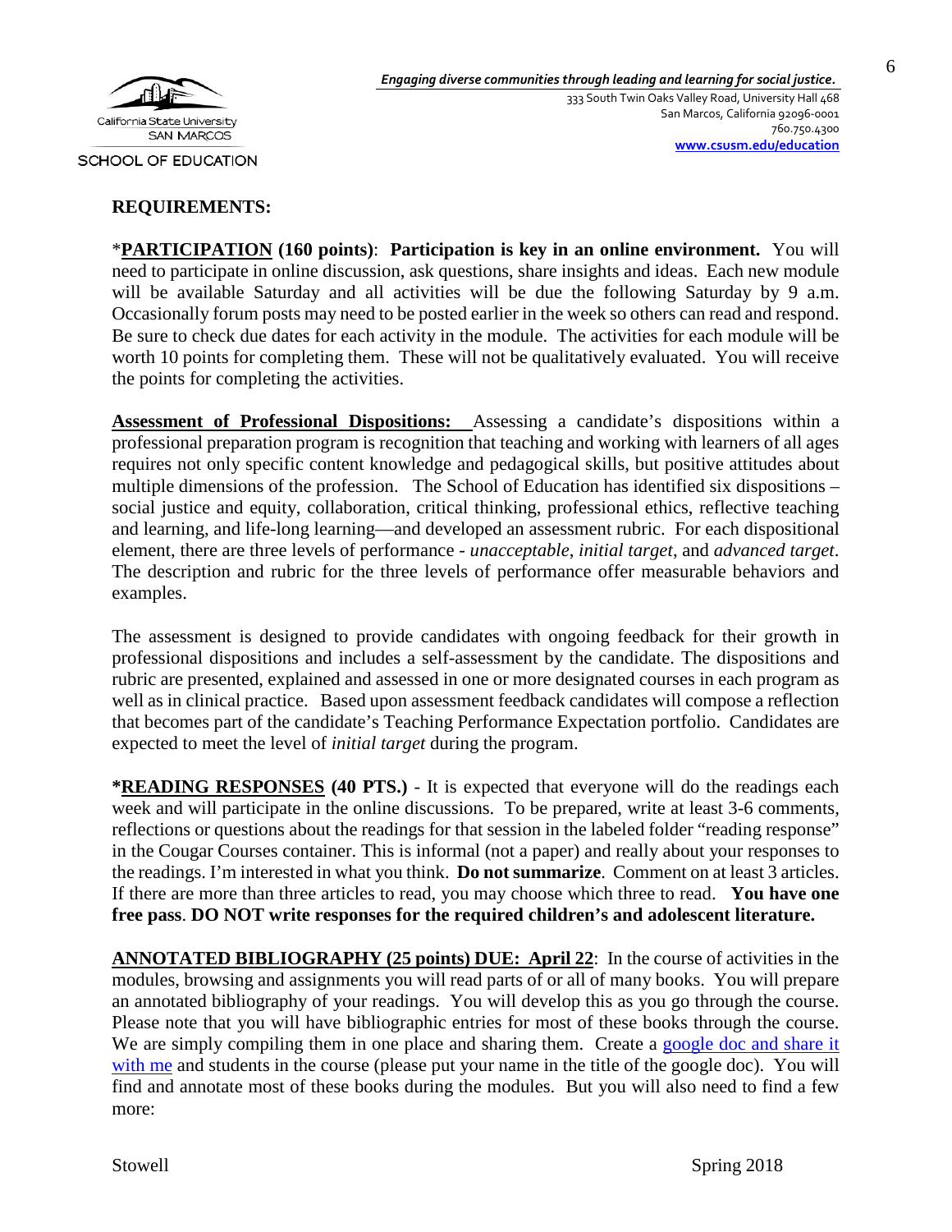## REQUIREMENTS:

***PARTICIPATION** (160 points)*: **Participation is key in an online environment.** You will need to participate in online discussion, ask questions, share insights and ideas. Each new module will be available Saturday and all activities will be due the following Saturday by 9 a.m. Occasionally forum posts may need to be posted earlier in the week so others can read and respond. Be sure to check due dates for each activity in the module. The activities for each module will be worth 10 points for completing them. These will not be qualitatively evaluated. You will receive the points for completing the activities.

**Assessment of Professional Dispositions:** Assessing a candidate's dispositions within a professional preparation program is recognition that teaching and working with learners of all ages requires not only specific content knowledge and pedagogical skills, but positive attitudes about multiple dimensions of the profession. The School of Education has identified six dispositions – social justice and equity, collaboration, critical thinking, professional ethics, reflective teaching and learning, and life-long learning—and developed an assessment rubric. For each dispositional element, there are three levels of performance - *unacceptable*, *initial target*, and *advanced target*. The description and rubric for the three levels of performance offer measurable behaviors and examples.

The assessment is designed to provide candidates with ongoing feedback for their growth in professional dispositions and includes a self-assessment by the candidate. The dispositions and rubric are presented, explained and assessed in one or more designated courses in each program as well as in clinical practice. Based upon assessment feedback candidates will compose a reflection that becomes part of the candidate's Teaching Performance Expectation portfolio. Candidates are expected to meet the level of *initial target* during the program.

***READING RESPONSES (40 PTS.)** - It is expected that everyone will do the readings each week and will participate in the online discussions. To be prepared, write at least 3-6 comments, reflections or questions about the readings for that session in the labeled folder "reading response" in the Cougar Courses container. This is informal (not a paper) and really about your responses to the readings. I'm interested in what you think. **Do not summarize**. Comment on at least 3 articles. If there are more than three articles to read, you may choose which three to read. **You have one free pass**. **DO NOT write responses for the required children's and adolescent literature.**

**ANNOTATED BIBLIOGRAPHY (25 points) DUE: April 22**: In the course of activities in the modules, browsing and assignments you will read parts of or all of many books. You will prepare an annotated bibliography of your readings. You will develop this as you go through the course. Please note that you will have bibliographic entries for most of these books through the course. We are simply compiling them in one place and sharing them. Create a google doc and share it with me and students in the course (please put your name in the title of the google doc). You will find and annotate most of these books during the modules. But you will also need to find a few more: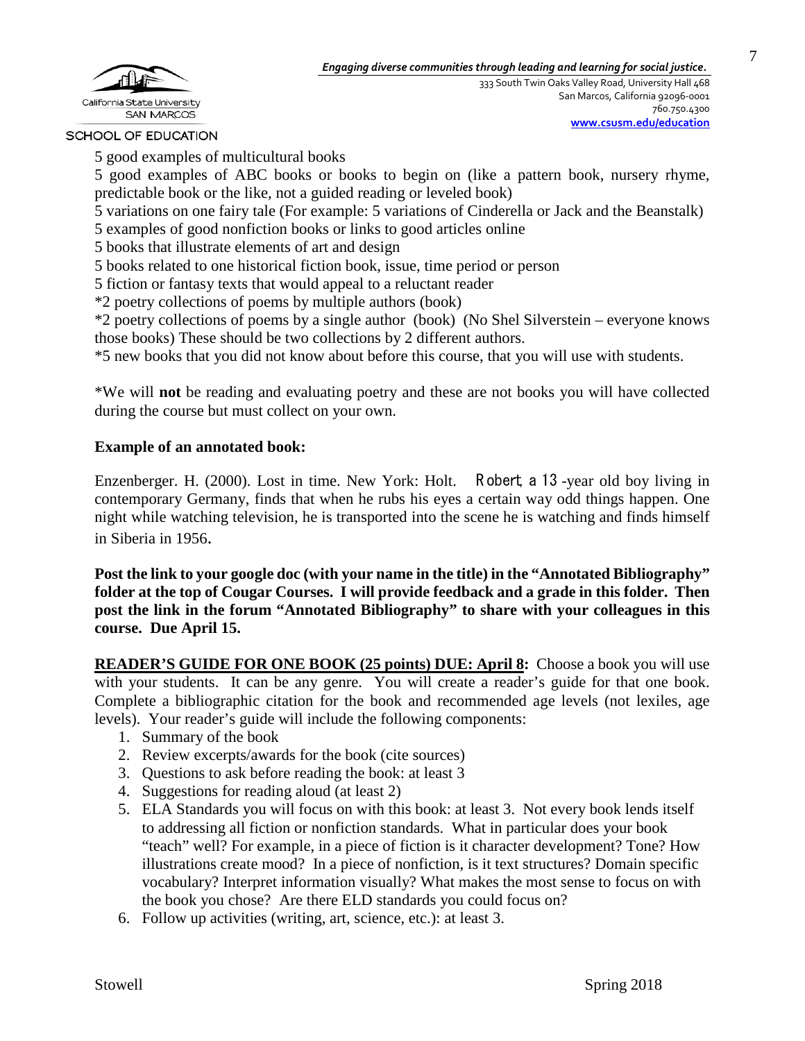5 good examples of multicultural books

5 good examples of ABC books or books to begin on (like a pattern book, nursery rhyme, predictable book or the like, not a guided reading or leveled book)

5 variations on one fairy tale (For example: 5 variations of Cinderella or Jack and the Beanstalk)

5 examples of good nonfiction books or links to good articles online

5 books that illustrate elements of art and design

5 books related to one historical fiction book, issue, time period or person

5 fiction or fantasy texts that would appeal to a reluctant reader

*2 poetry collections of poems by multiple authors (book)

*2 poetry collections of poems by a single author (book) (No Shel Silverstein – everyone knows those books) These should be two collections by 2 different authors.

*5 new books that you did not know about before this course, that you will use with students.

*We will **not** be reading and evaluating poetry and these are not books you will have collected during the course but must collect on your own.

**Example of an annotated book:**

Enzenberger. H. (2000). Lost in time. New York: Holt. Robert, a 13 -year old boy living in contemporary Germany, finds that when he rubs his eyes a certain way odd things happen. One night while watching television, he is transported into the scene he is watching and finds himself in Siberia in 1956.

**Post the link to your google doc (with your name in the title) in the "Annotated Bibliography" folder at the top of Cougar Courses. I will provide feedback and a grade in this folder. Then post the link in the forum "Annotated Bibliography" to share with your colleagues in this course. Due April 15.**

**<u>READER'S GUIDE FOR ONE BOOK (25 points) DUE: April 8</u>:** Choose a book you will use with your students. It can be any genre. You will create a reader's guide for that one book. Complete a bibliographic citation for the book and recommended age levels (not lexiles, age levels). Your reader's guide will include the following components:

1. Summary of the book
2. Review excerpts/awards for the book (cite sources)
3. Questions to ask before reading the book: at least 3
4. Suggestions for reading aloud (at least 2)
5. ELA Standards you will focus on with this book: at least 3. Not every book lends itself to addressing all fiction or nonfiction standards. What in particular does your book "teach" well? For example, in a piece of fiction is it character development? Tone? How illustrations create mood? In a piece of nonfiction, is it text structures? Domain specific vocabulary? Interpret information visually? What makes the most sense to focus on with the book you chose? Are there ELD standards you could focus on?
6. Follow up activities (writing, art, science, etc.): at least 3.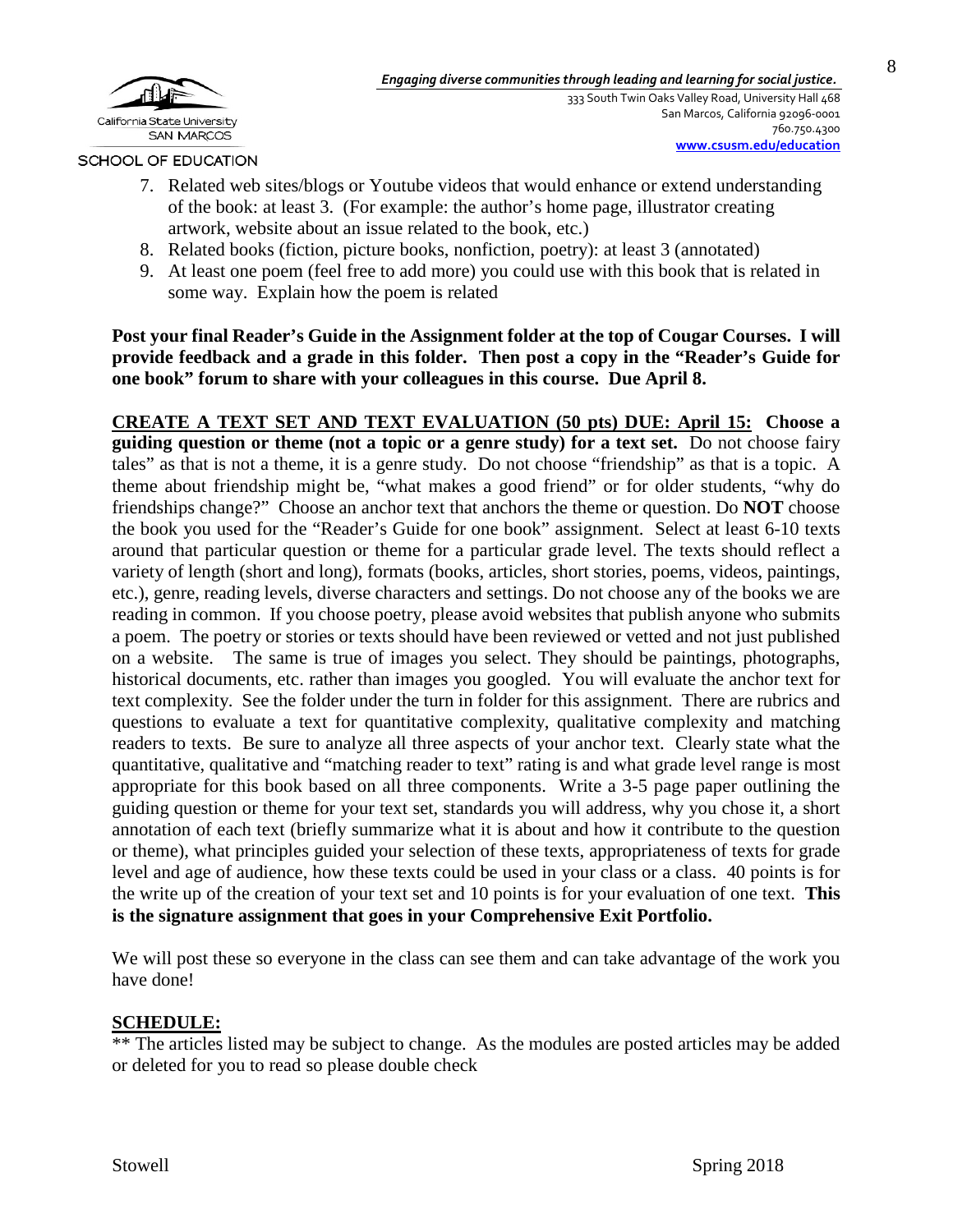7. Related web sites/blogs or Youtube videos that would enhance or extend understanding of the book: at least 3. (For example: the author's home page, illustrator creating artwork, website about an issue related to the book, etc.)
8. Related books (fiction, picture books, nonfiction, poetry): at least 3 (annotated)
9. At least one poem (feel free to add more) you could use with this book that is related in some way. Explain how the poem is related

**Post your final Reader's Guide in the Assignment folder at the top of Cougar Courses. I will provide feedback and a grade in this folder. Then post a copy in the "Reader's Guide for one book" forum to share with your colleagues in this course. Due April 8.**

**<u>CREATE A TEXT SET AND TEXT EVALUATION (50 pts) DUE: April 15:</u> Choose a guiding question or theme (not a topic or a genre study) for a text set.** Do not choose fairy tales" as that is not a theme, it is a genre study. Do not choose "friendship" as that is a topic. A theme about friendship might be, "what makes a good friend" or for older students, "why do friendships change?" Choose an anchor text that anchors the theme or question. Do **NOT** choose the book you used for the "Reader's Guide for one book" assignment. Select at least 6-10 texts around that particular question or theme for a particular grade level. The texts should reflect a variety of length (short and long), formats (books, articles, short stories, poems, videos, paintings, etc.), genre, reading levels, diverse characters and settings. Do not choose any of the books we are reading in common. If you choose poetry, please avoid websites that publish anyone who submits a poem. The poetry or stories or texts should have been reviewed or vetted and not just published on a website. The same is true of images you select. They should be paintings, photographs, historical documents, etc. rather than images you googled. You will evaluate the anchor text for text complexity. See the folder under the turn in folder for this assignment. There are rubrics and questions to evaluate a text for quantitative complexity, qualitative complexity and matching readers to texts. Be sure to analyze all three aspects of your anchor text. Clearly state what the quantitative, qualitative and "matching reader to text" rating is and what grade level range is most appropriate for this book based on all three components. Write a 3-5 page paper outlining the guiding question or theme for your text set, standards you will address, why you chose it, a short annotation of each text (briefly summarize what it is about and how it contribute to the question or theme), what principles guided your selection of these texts, appropriateness of texts for grade level and age of audience, how these texts could be used in your class or a class. 40 points is for the write up of the creation of your text set and 10 points is for your evaluation of one text. **This is the signature assignment that goes in your Comprehensive Exit Portfolio.**

We will post these so everyone in the class can see them and can take advantage of the work you have done!

## <u>SCHEDULE:</u>

** The articles listed may be subject to change. As the modules are posted articles may be added or deleted for you to read so please double check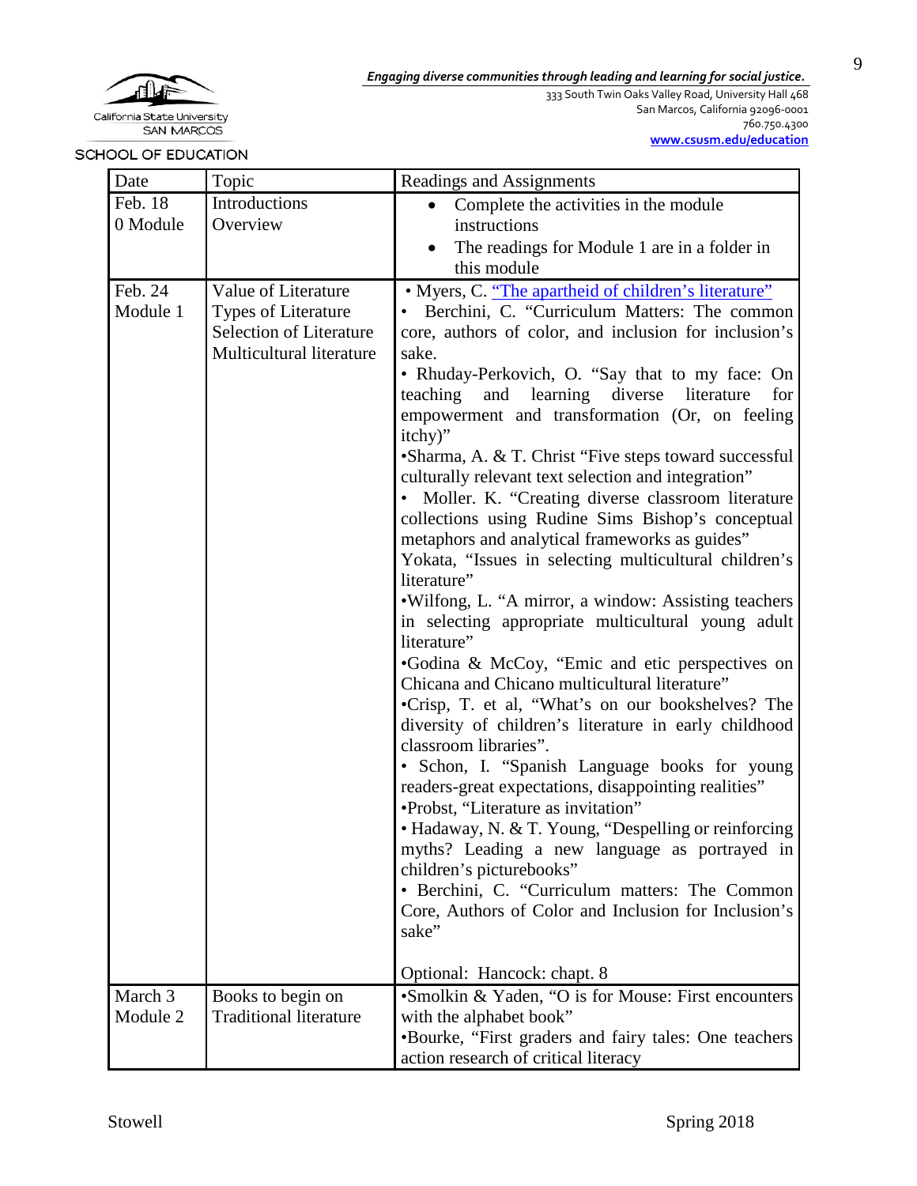| Date | Topic | Readings and Assignments |
|---|---|---|
| Feb. 18<br>0 Module | Introductions<br>Overview | • Complete the activities in the module instructions<br>• The readings for Module 1 are in a folder in this module |
| Feb. 24<br>Module 1 | Value of Literature<br>Types of Literature<br>Selection of Literature<br>Multicultural literature | • Myers, C. "The apartheid of children's literature"<br>• Berchini, C. "Curriculum Matters: The common core, authors of color, and inclusion for inclusion's sake.<br>• Rhuday-Perkovich, O. "Say that to my face: On teaching and learning diverse literature for empowerment and transformation (Or, on feeling itchy)"<br>•Sharma, A. & T. Christ "Five steps toward successful culturally relevant text selection and integration"<br>• Moller. K. "Creating diverse classroom literature collections using Rudine Sims Bishop's conceptual metaphors and analytical frameworks as guides"<br>Yokata, "Issues in selecting multicultural children's literature"<br>•Wilfong, L. "A mirror, a window: Assisting teachers in selecting appropriate multicultural young adult literature"<br>•Godina & McCoy, "Emic and etic perspectives on Chicana and Chicano multicultural literature"<br>•Crisp, T. et al, "What's on our bookshelves? The diversity of children's literature in early childhood classroom libraries".<br>• Schon, I. "Spanish Language books for young readers-great expectations, disappointing realities"<br>•Probst, "Literature as invitation"<br>• Hadaway, N. & T. Young, "Despelling or reinforcing myths? Leading a new language as portrayed in children's picturebooks"<br>• Berchini, C. "Curriculum matters: The Common Core, Authors of Color and Inclusion for Inclusion's sake"<br><br>Optional: Hancock: chapt. 8 |
| March 3<br>Module 2 | Books to begin on<br>Traditional literature | •Smolkin & Yaden, "O is for Mouse: First encounters with the alphabet book"<br>•Bourke, "First graders and fairy tales: One teachers action research of critical literacy |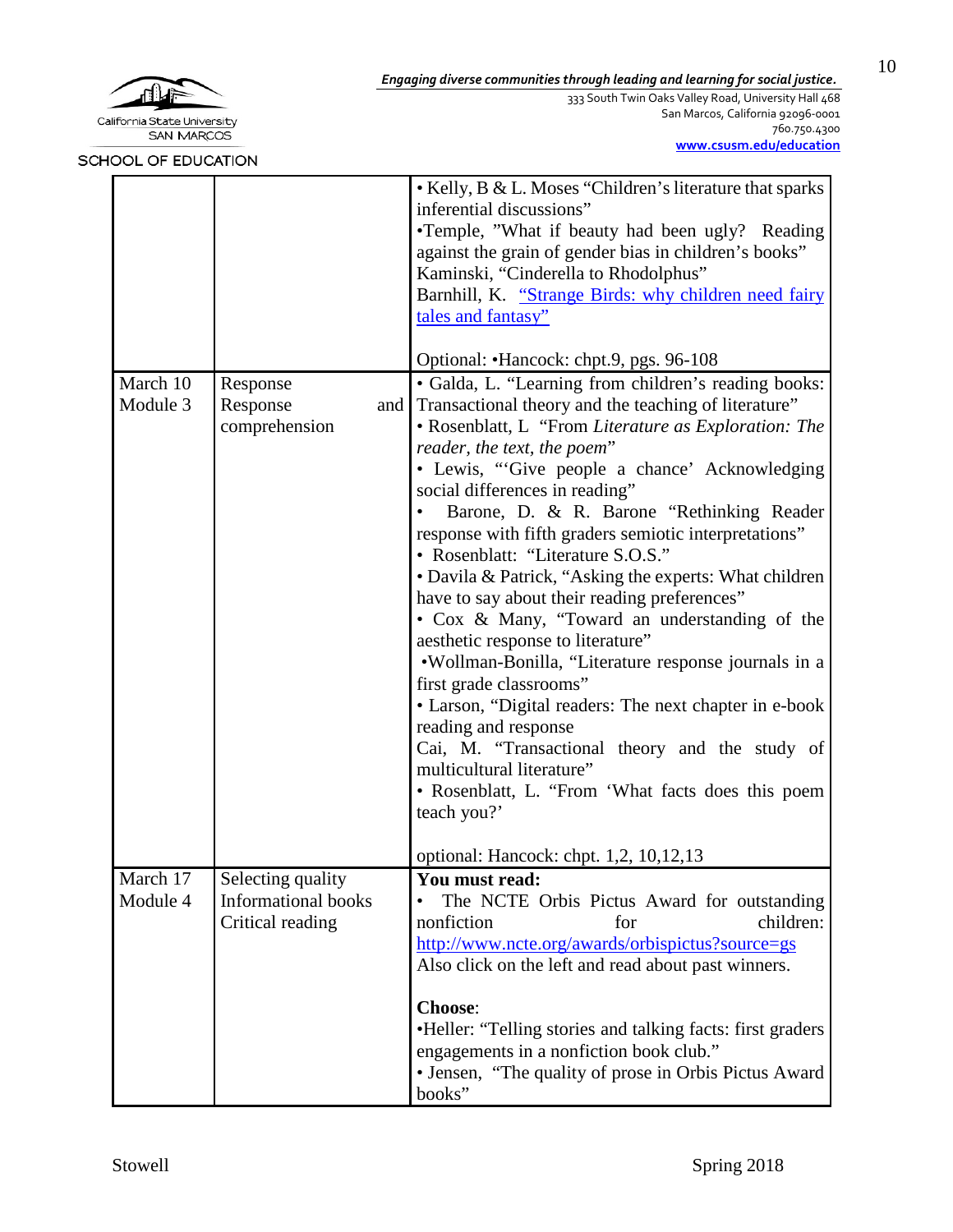| | | |
|---|---|---|
| | | • Kelly, B & L. Moses "Children's literature that sparks inferential discussions"<br>•Temple, "What if beauty had been ugly? Reading against the grain of gender bias in children's books"<br>Kaminski, "Cinderella to Rhodolphus"<br>Barnhill, K. ["Strange Birds: why children need fairy tales and fantasy"]()<br><br>Optional: •Hancock: chpt.9, pgs. 96-108 |
| March 10<br>Module 3 | Response<br>Response and comprehension | • Galda, L. "Learning from children's reading books: Transactional theory and the teaching of literature"<br>• Rosenblatt, L "From *Literature as Exploration: The reader, the text, the poem*"<br>• Lewis, "'Give people a chance' Acknowledging social differences in reading"<br>• Barone, D. & R. Barone "Rethinking Reader response with fifth graders semiotic interpretations"<br>• Rosenblatt: "Literature S.O.S."<br>• Davila & Patrick, "Asking the experts: What children have to say about their reading preferences"<br>• Cox & Many, "Toward an understanding of the aesthetic response to literature"<br>•Wollman-Bonilla, "Literature response journals in a first grade classrooms"<br>• Larson, "Digital readers: The next chapter in e-book reading and response<br>Cai, M. "Transactional theory and the study of multicultural literature"<br>• Rosenblatt, L. "From 'What facts does this poem teach you?'<br><br>optional: Hancock: chpt. 1,2, 10,12,13 |
| March 17<br>Module 4 | Selecting quality Informational books Critical reading | **You must read:**<br>• The NCTE Orbis Pictus Award for outstanding nonfiction for children: http://www.ncte.org/awards/orbispictus?source=gs<br>Also click on the left and read about past winners.<br><br>**Choose**:<br>•Heller: "Telling stories and talking facts: first graders engagements in a nonfiction book club."<br>• Jensen, "The quality of prose in Orbis Pictus Award books" |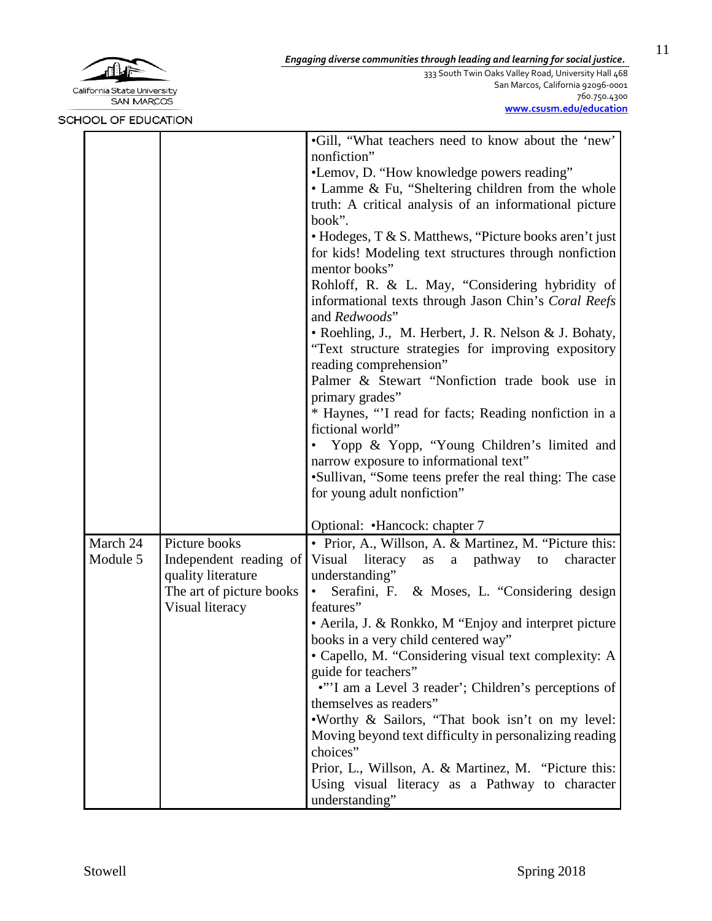| | | |
|---|---|---|
| | | •Gill, "What teachers need to know about the 'new' nonfiction"<br>•Lemov, D. "How knowledge powers reading"<br>• Lamme & Fu, "Sheltering children from the whole truth: A critical analysis of an informational picture book".<br>• Hodeges, T & S. Matthews, "Picture books aren't just for kids! Modeling text structures through nonfiction mentor books"<br>Rohloff, R. & L. May, "Considering hybridity of informational texts through Jason Chin's *Coral Reefs* and *Redwoods*"<br>• Roehling, J., M. Herbert, J. R. Nelson & J. Bohaty, "Text structure strategies for improving expository reading comprehension"<br>Palmer & Stewart "Nonfiction trade book use in primary grades"<br>* Haynes, "'I read for facts; Reading nonfiction in a fictional world"<br>• Yopp & Yopp, "Young Children's limited and narrow exposure to informational text"<br>•Sullivan, "Some teens prefer the real thing: The case for young adult nonfiction"<br><br>Optional: •Hancock: chapter 7 |
| March 24<br>Module 5 | Picture books<br>Independent reading of quality literature<br>The art of picture books<br>Visual literacy | • Prior, A., Willson, A. & Martinez, M. "Picture this: Visual literacy as a pathway to character understanding"<br>• Serafini, F. & Moses, L. "Considering design features"<br>• Aerila, J. & Ronkko, M "Enjoy and interpret picture books in a very child centered way"<br>• Capello, M. "Considering visual text complexity: A guide for teachers"<br>•"'I am a Level 3 reader'; Children's perceptions of themselves as readers"<br>•Worthy & Sailors, "That book isn't on my level: Moving beyond text difficulty in personalizing reading choices"<br>Prior, L., Willson, A. & Martinez, M. "Picture this: Using visual literacy as a Pathway to character understanding" |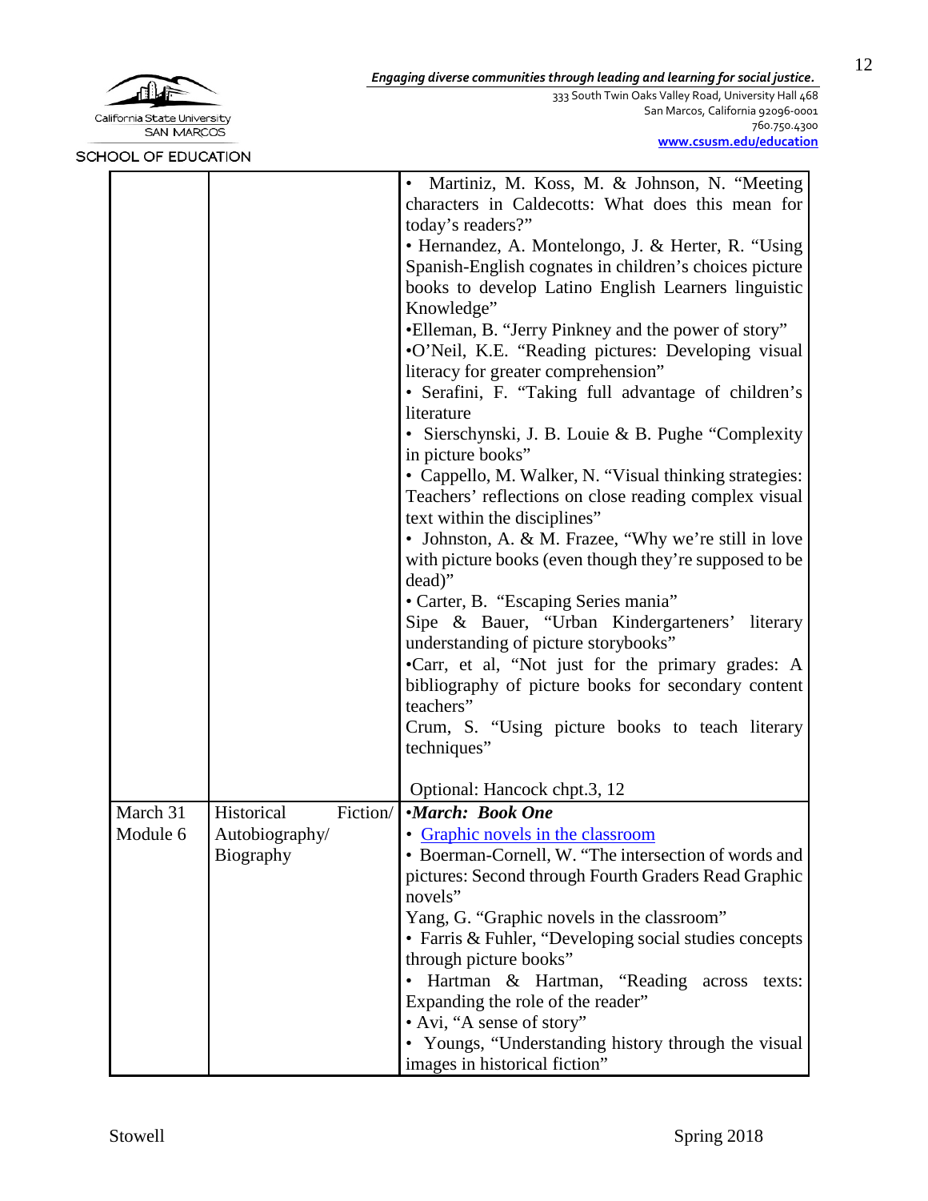Engaging diverse communities through leading and learning for social justice.

333 South Twin Oaks Valley Road, University Hall 468
San Marcos, California 92096-0001
760.750.4300
www.csusm.edu/education

SCHOOL OF EDUCATION

| | | |
|---|---|---|
| | | • Martiniz, M. Koss, M. & Johnson, N. "Meeting characters in Caldecotts: What does this mean for today's readers?"<br>• Hernandez, A. Montelongo, J. & Herter, R. "Using Spanish-English cognates in children's choices picture books to develop Latino English Learners linguistic Knowledge"<br>•Elleman, B. "Jerry Pinkney and the power of story"<br>•O'Neil, K.E. "Reading pictures: Developing visual literacy for greater comprehension"<br>• Serafini, F. "Taking full advantage of children's literature<br>• Sierschynski, J. B. Louie & B. Pughe "Complexity in picture books"<br>• Cappello, M. Walker, N. "Visual thinking strategies: Teachers' reflections on close reading complex visual text within the disciplines"<br>• Johnston, A. & M. Frazee, "Why we're still in love with picture books (even though they're supposed to be dead)"<br>• Carter, B. "Escaping Series mania"<br>Sipe & Bauer, "Urban Kindergarteners' literary understanding of picture storybooks"<br>•Carr, et al, "Not just for the primary grades: A bibliography of picture books for secondary content teachers"<br>Crum, S. "Using picture books to teach literary techniques"<br><br>Optional: Hancock chpt.3, 12 |
| March 31<br>Module 6 | Historical Fiction/ Autobiography/ Biography | •***March: Book One***<br>• Graphic novels in the classroom<br>• Boerman-Cornell, W. "The intersection of words and pictures: Second through Fourth Graders Read Graphic novels"<br>Yang, G. "Graphic novels in the classroom"<br>• Farris & Fuhler, "Developing social studies concepts through picture books"<br>• Hartman & Hartman, "Reading across texts: Expanding the role of the reader"<br>• Avi, "A sense of story"<br>• Youngs, "Understanding history through the visual images in historical fiction" |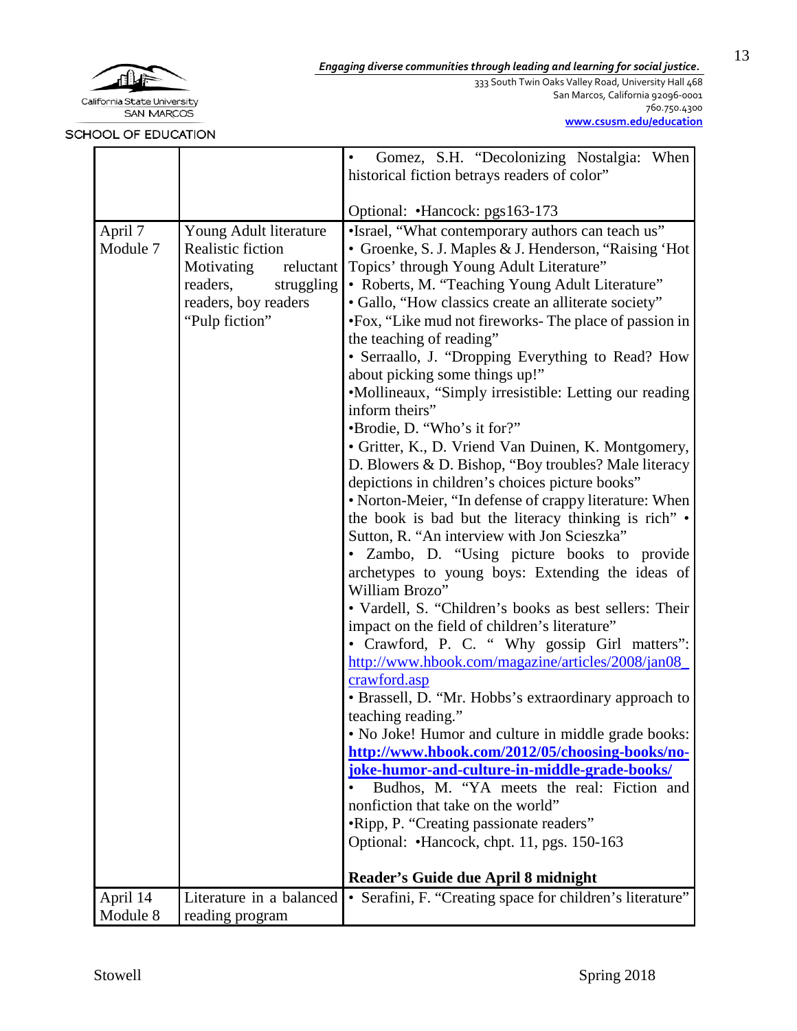| | | |
|---|---|---|
| | | • Gomez, S.H. "Decolonizing Nostalgia: When historical fiction betrays readers of color"<br><br>Optional: •Hancock: pgs163-173 |
| April 7<br>Module 7 | Young Adult literature<br>Realistic fiction<br>Motivating reluctant readers, struggling readers, boy readers<br>"Pulp fiction" | •Israel, "What contemporary authors can teach us"<br>• Groenke, S. J. Maples & J. Henderson, "Raising 'Hot Topics' through Young Adult Literature"<br>• Roberts, M. "Teaching Young Adult Literature"<br>• Gallo, "How classics create an alliterate society"<br>•Fox, "Like mud not fireworks- The place of passion in the teaching of reading"<br>• Serraallo, J. "Dropping Everything to Read? How about picking some things up!"<br>•Mollineaux, "Simply irresistible: Letting our reading inform theirs"<br>•Brodie, D. "Who's it for?"<br>• Gritter, K., D. Vriend Van Duinen, K. Montgomery, D. Blowers & D. Bishop, "Boy troubles? Male literacy depictions in children's choices picture books"<br>• Norton-Meier, "In defense of crappy literature: When the book is bad but the literacy thinking is rich" • Sutton, R. "An interview with Jon Scieszka"<br>• Zambo, D. "Using picture books to provide archetypes to young boys: Extending the ideas of William Brozo"<br>• Vardell, S. "Children's books as best sellers: Their impact on the field of children's literature"<br>• Crawford, P. C. " Why gossip Girl matters": http://www.hbook.com/magazine/articles/2008/jan08_crawford.asp<br>• Brassell, D. "Mr. Hobbs's extraordinary approach to teaching reading."<br>• No Joke! Humor and culture in middle grade books: **http://www.hbook.com/2012/05/choosing-books/no-joke-humor-and-culture-in-middle-grade-books/**<br>• Budhos, M. "YA meets the real: Fiction and nonfiction that take on the world"<br>•Ripp, P. "Creating passionate readers"<br>Optional: •Hancock, chpt. 11, pgs. 150-163<br><br>**Reader's Guide due April 8 midnight** |
| April 14<br>Module 8 | Literature in a balanced reading program | • Serafini, F. "Creating space for children's literature" |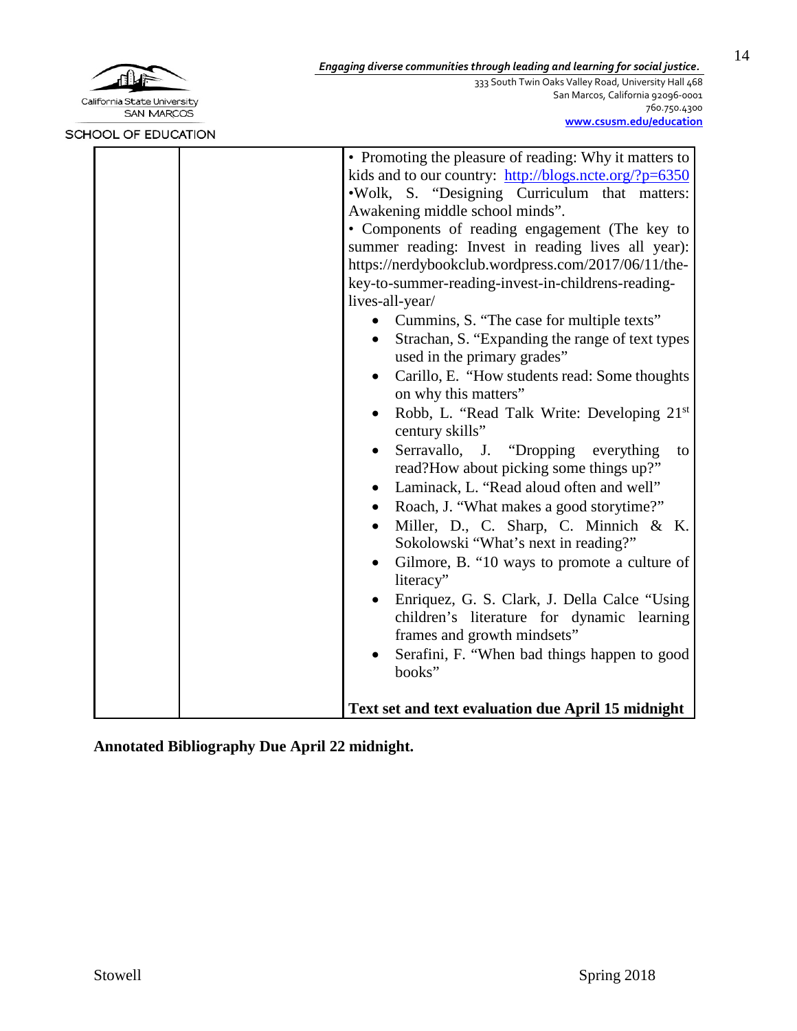| | | |
|---|---|---|
| | | • Promoting the pleasure of reading: Why it matters to kids and to our country: [http://blogs.ncte.org/?p=6350](http://blogs.ncte.org/?p=6350)<br>•Wolk, S. "Designing Curriculum that matters: Awakening middle school minds".<br>• Components of reading engagement (The key to summer reading: Invest in reading lives all year): https://nerdybookclub.wordpress.com/2017/06/11/the-key-to-summer-reading-invest-in-childrens-reading-lives-all-year/<br>• Cummins, S. "The case for multiple texts"<br>• Strachan, S. "Expanding the range of text types used in the primary grades"<br>• Carillo, E. "How students read: Some thoughts on why this matters"<br>• Robb, L. "Read Talk Write: Developing 21st century skills"<br>• Serravallo, J. "Dropping everything to read?How about picking some things up?"<br>• Laminack, L. "Read aloud often and well"<br>• Roach, J. "What makes a good storytime?"<br>• Miller, D., C. Sharp, C. Minnich & K. Sokolowski "What's next in reading?"<br>• Gilmore, B. "10 ways to promote a culture of literacy"<br>• Enriquez, G. S. Clark, J. Della Calce "Using children's literature for dynamic learning frames and growth mindsets"<br>• Serafini, F. "When bad things happen to good books"<br><br>**Text set and text evaluation due April 15 midnight** |

**Annotated Bibliography Due April 22 midnight.**